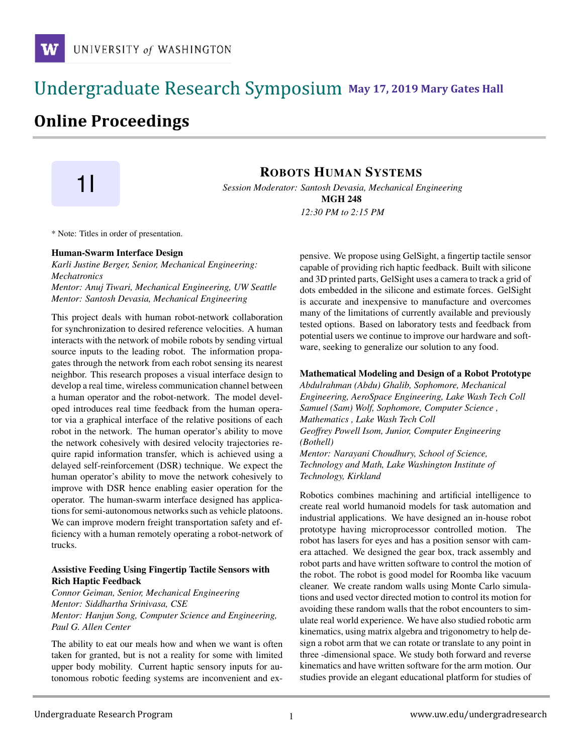UNIVERSITY of WASHINGTON

# Undergraduate Research Symposium

**May 17, 2019 Mary Gates Hall**

## Online Proceedings

1I

### ROBOTS HUMAN SYSTEMS

*Session Moderator: Santosh Devasia, Mechanical Engineering*

**MGH 248**

*12:30 PM to 2:15 PM*

\* Note: Titles in order of presentation.

**Human-Swarm Interface Design**

*Karli Justine Berger, Senior, Mechanical Engineering: Mechatronics*
*Mentor: Anuj Tiwari, Mechanical Engineering, UW Seattle*
*Mentor: Santosh Devasia, Mechanical Engineering*

This project deals with human robot-network collaboration for synchronization to desired reference velocities. A human interacts with the network of mobile robots by sending virtual source inputs to the leading robot. The information propagates through the network from each robot sensing its nearest neighbor. This research proposes a visual interface design to develop a real time, wireless communication channel between a human operator and the robot-network. The model developed introduces real time feedback from the human operator via a graphical interface of the relative positions of each robot in the network. The human operator's ability to move the network cohesively with desired velocity trajectories require rapid information transfer, which is achieved using a delayed self-reinforcement (DSR) technique. We expect the human operator's ability to move the network cohesively to improve with DSR hence enabling easier operation for the operator. The human-swarm interface designed has applications for semi-autonomous networks such as vehicle platoons. We can improve modern freight transportation safety and efficiency with a human remotely operating a robot-network of trucks.

**Assistive Feeding Using Fingertip Tactile Sensors with Rich Haptic Feedback**

*Connor Geiman, Senior, Mechanical Engineering*
*Mentor: Siddhartha Srinivasa, CSE*
*Mentor: Hanjun Song, Computer Science and Engineering, Paul G. Allen Center*

The ability to eat our meals how and when we want is often taken for granted, but is not a reality for some with limited upper body mobility. Current haptic sensory inputs for autonomous robotic feeding systems are inconvenient and expensive. We propose using GelSight, a fingertip tactile sensor capable of providing rich haptic feedback. Built with silicone and 3D printed parts, GelSight uses a camera to track a grid of dots embedded in the silicone and estimate forces. GelSight is accurate and inexpensive to manufacture and overcomes many of the limitations of currently available and previously tested options. Based on laboratory tests and feedback from potential users we continue to improve our hardware and software, seeking to generalize our solution to any food.

**Mathematical Modeling and Design of a Robot Prototype**

*Abdulrahman (Abdu) Ghalib, Sophomore, Mechanical Engineering, AeroSpace Engineering, Lake Wash Tech Coll*
*Samuel (Sam) Wolf, Sophomore, Computer Science , Mathematics , Lake Wash Tech Coll*
*Geoffrey Powell Isom, Junior, Computer Engineering (Bothell)*
*Mentor: Narayani Choudhury, School of Science, Technology and Math, Lake Washington Institute of Technology, Kirkland*

Robotics combines machining and artificial intelligence to create real world humanoid models for task automation and industrial applications. We have designed an in-house robot prototype having microprocessor controlled motion. The robot has lasers for eyes and has a position sensor with camera attached. We designed the gear box, track assembly and robot parts and have written software to control the motion of the robot. The robot is good model for Roomba like vacuum cleaner. We create random walls using Monte Carlo simulations and used vector directed motion to control its motion for avoiding these random walls that the robot encounters to simulate real world experience. We have also studied robotic arm kinematics, using matrix algebra and trigonometry to help design a robot arm that we can rotate or translate to any point in three -dimensional space. We study both forward and reverse kinematics and have written software for the arm motion. Our studies provide an elegant educational platform for studies of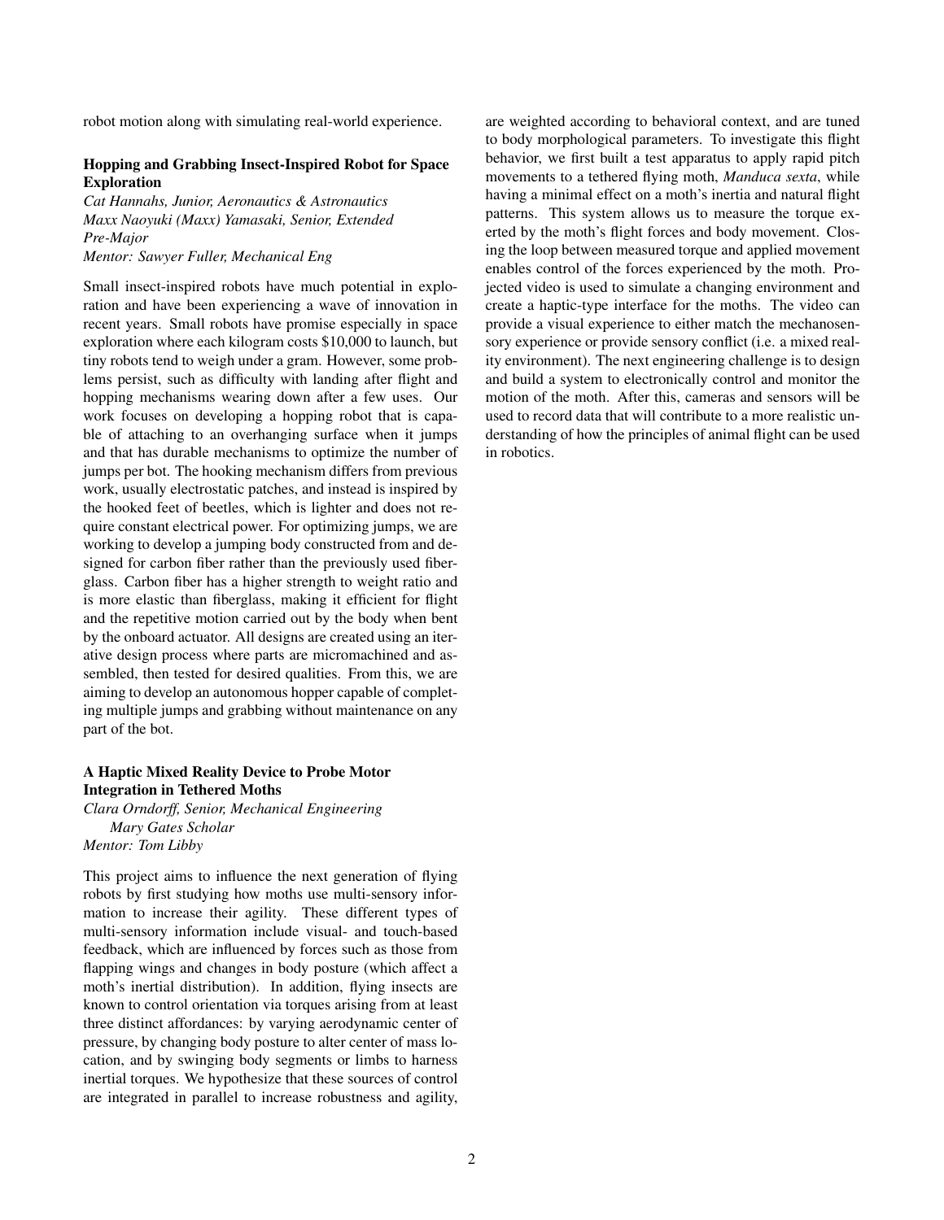robot motion along with simulating real-world experience.

### Hopping and Grabbing Insect-Inspired Robot for Space Exploration

*Cat Hannahs, Junior, Aeronautics & Astronautics*
*Maxx Naoyuki (Maxx) Yamasaki, Senior, Extended Pre-Major*
*Mentor: Sawyer Fuller, Mechanical Eng*

Small insect-inspired robots have much potential in exploration and have been experiencing a wave of innovation in recent years. Small robots have promise especially in space exploration where each kilogram costs $10,000 to launch, but tiny robots tend to weigh under a gram. However, some problems persist, such as difficulty with landing after flight and hopping mechanisms wearing down after a few uses. Our work focuses on developing a hopping robot that is capable of attaching to an overhanging surface when it jumps and that has durable mechanisms to optimize the number of jumps per bot. The hooking mechanism differs from previous work, usually electrostatic patches, and instead is inspired by the hooked feet of beetles, which is lighter and does not require constant electrical power. For optimizing jumps, we are working to develop a jumping body constructed from and designed for carbon fiber rather than the previously used fiberglass. Carbon fiber has a higher strength to weight ratio and is more elastic than fiberglass, making it efficient for flight and the repetitive motion carried out by the body when bent by the onboard actuator. All designs are created using an iterative design process where parts are micromachined and assembled, then tested for desired qualities. From this, we are aiming to develop an autonomous hopper capable of completing multiple jumps and grabbing without maintenance on any part of the bot.

### A Haptic Mixed Reality Device to Probe Motor Integration in Tethered Moths

*Clara Orndorff, Senior, Mechanical Engineering*
*Mary Gates Scholar*
*Mentor: Tom Libby*

This project aims to influence the next generation of flying robots by first studying how moths use multi-sensory information to increase their agility. These different types of multi-sensory information include visual- and touch-based feedback, which are influenced by forces such as those from flapping wings and changes in body posture (which affect a moth's inertial distribution). In addition, flying insects are known to control orientation via torques arising from at least three distinct affordances: by varying aerodynamic center of pressure, by changing body posture to alter center of mass location, and by swinging body segments or limbs to harness inertial torques. We hypothesize that these sources of control are integrated in parallel to increase robustness and agility, are weighted according to behavioral context, and are tuned to body morphological parameters. To investigate this flight behavior, we first built a test apparatus to apply rapid pitch movements to a tethered flying moth, *Manduca sexta*, while having a minimal effect on a moth's inertia and natural flight patterns. This system allows us to measure the torque exerted by the moth's flight forces and body movement. Closing the loop between measured torque and applied movement enables control of the forces experienced by the moth. Projected video is used to simulate a changing environment and create a haptic-type interface for the moths. The video can provide a visual experience to either match the mechanosensory experience or provide sensory conflict (i.e. a mixed reality environment). The next engineering challenge is to design and build a system to electronically control and monitor the motion of the moth. After this, cameras and sensors will be used to record data that will contribute to a more realistic understanding of how the principles of animal flight can be used in robotics.